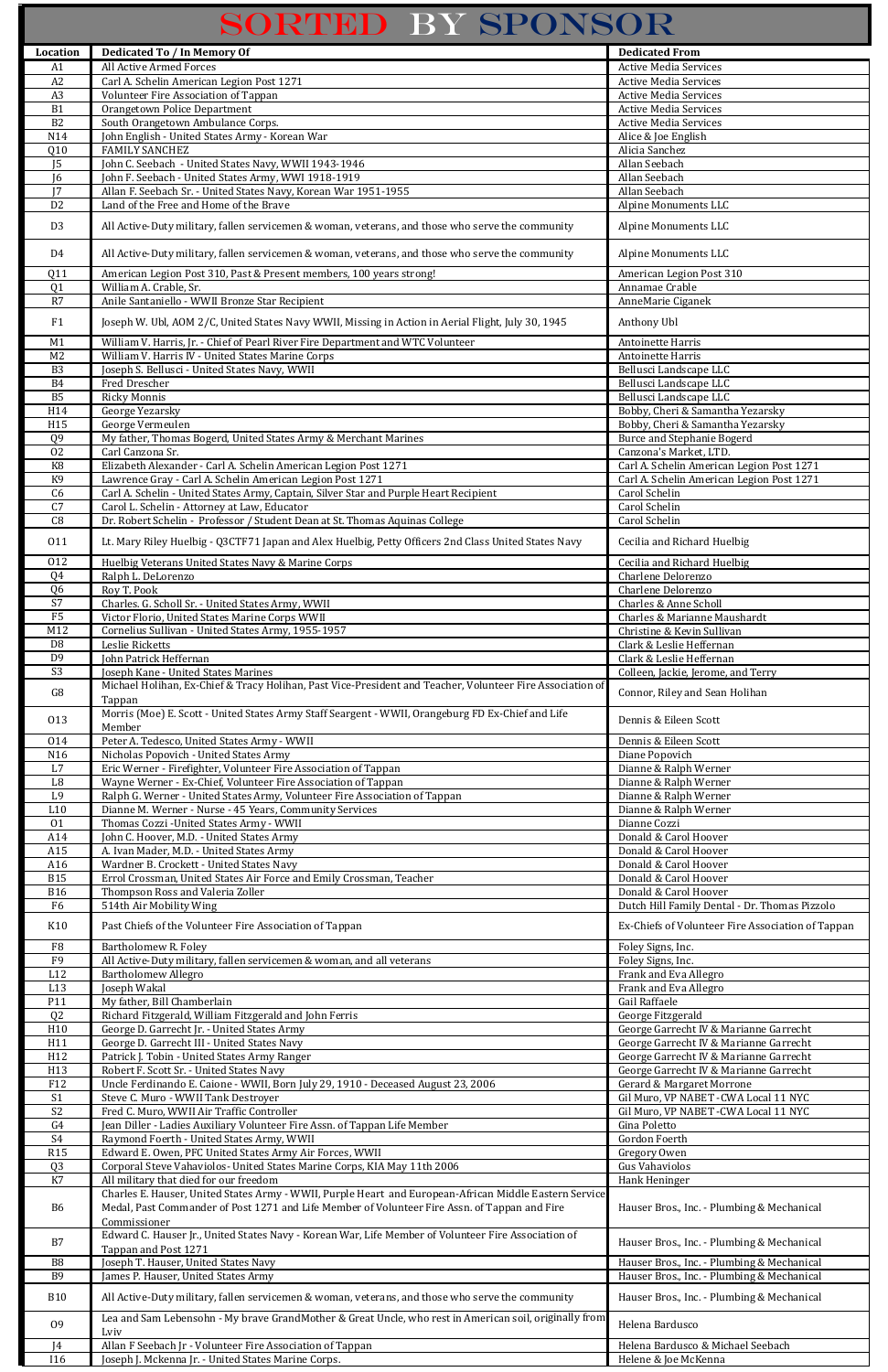# SORTED BY SPONSOR

| Location | Dedicated To / In Memory Of | Dedicated From |
|---|---|---|
| A1 | All Active Armed Forces | Active Media Services |
| A2 | Carl A. Schelin American Legion Post 1271 | Active Media Services |
| A3 | Volunteer Fire Association of Tappan | Active Media Services |
| B1 | Orangetown Police Department | Active Media Services |
| B2 | South Orangetown Ambulance Corps. | Active Media Services |
| N14 | John English - United States Army - Korean War | Alice & Joe English |
| Q10 | FAMILY SANCHEZ | Alicia Sanchez |
| J5 | John C. Seebach - United States Navy, WWII 1943-1946 | Allan Seebach |
| J6 | John F. Seebach - United States Army, WWI 1918-1919 | Allan Seebach |
| J7 | Allan F. Seebach Sr. - United States Navy, Korean War 1951-1955 | Allan Seebach |
| D2 | Land of the Free and Home of the Brave | Alpine Monuments LLC |
| D3 | All Active-Duty military, fallen servicemen & woman, veterans, and those who serve the community | Alpine Monuments LLC |
| D4 | All Active-Duty military, fallen servicemen & woman, veterans, and those who serve the community | Alpine Monuments LLC |
| Q11 | American Legion Post 310, Past & Present members, 100 years strong! | American Legion Post 310 |
| Q1 | William A. Crable, Sr. | Annamae Crable |
| R7 | Anile Santaniello - WWII Bronze Star Recipient | AnneMarie Ciganek |
| F1 | Joseph W. Ubl, AOM 2/C, United States Navy WWII, Missing in Action in Aerial Flight, July 30, 1945 | Anthony Ubl |
| M1 | William V. Harris, Jr. - Chief of Pearl River Fire Department and WTC Volunteer | Antoinette Harris |
| M2 | William V. Harris IV - United States Marine Corps | Antoinette Harris |
| B3 | Joseph S. Bellusci - United States Navy, WWII | Bellusci Landscape LLC |
| B4 | Fred Drescher | Bellusci Landscape LLC |
| B5 | Ricky Monnis | Bellusci Landscape LLC |
| H14 | George Yezarsky | Bobby, Cheri & Samantha Yezarsky |
| H15 | George Vermeulen | Bobby, Cheri & Samantha Yezarsky |
| Q9 | My father, Thomas Bogerd, United States Army & Merchant Marines | Burce and Stephanie Bogerd |
| O2 | Carl Canzona Sr. | Canzona's Market, LTD. |
| K8 | Elizabeth Alexander - Carl A. Schelin American Legion Post 1271 | Carl A. Schelin American Legion Post 1271 |
| K9 | Lawrence Gray - Carl A. Schelin American Legion Post 1271 | Carl A. Schelin American Legion Post 1271 |
| C6 | Carl A. Schelin - United States Army, Captain, Silver Star and Purple Heart Recipient | Carol Schelin |
| C7 | Carol L. Schelin - Attorney at Law, Educator | Carol Schelin |
| C8 | Dr. Robert Schelin - Professor / Student Dean at St. Thomas Aquinas College | Carol Schelin |
| O11 | Lt. Mary Riley Huelbig - Q3CTF71 Japan and Alex Huelbig, Petty Officers 2nd Class United States Navy | Cecilia and Richard Huelbig |
| O12 | Huelbig Veterans United States Navy & Marine Corps | Cecilia and Richard Huelbig |
| Q4 | Ralph L. DeLorenzo | Charlene Delorenzo |
| Q6 | Roy T. Pook | Charlene Delorenzo |
| S7 | Charles. G. Scholl Sr. - United States Army, WWII | Charles & Anne Scholl |
| F5 | Victor Florio, United States Marine Corps WWII | Charles & Marianne Maushardt |
| M12 | Cornelius Sullivan - United States Army, 1955-1957 | Christine & Kevin Sullivan |
| D8 | Leslie Ricketts | Clark & Leslie Heffernan |
| D9 | John Patrick Heffernan | Clark & Leslie Heffernan |
| S3 | Joseph Kane - United States Marines | Colleen, Jackie, Jerome, and Terry |
| G8 | Michael Holihan, Ex-Chief & Tracy Holihan, Past Vice-President and Teacher, Volunteer Fire Association of Tappan | Connor, Riley and Sean Holihan |
| O13 | Morris (Moe) E. Scott - United States Army Staff Seargent - WWII, Orangeburg FD Ex-Chief and Life Member | Dennis & Eileen Scott |
| O14 | Peter A. Tedesco, United States Army - WWII | Dennis & Eileen Scott |
| N16 | Nicholas Popovich - United States Army | Diane Popovich |
| L7 | Eric Werner - Firefighter, Volunteer Fire Association of Tappan | Dianne & Ralph Werner |
| L8 | Wayne Werner - Ex-Chief, Volunteer Fire Association of Tappan | Dianne & Ralph Werner |
| L9 | Ralph G. Werner - United States Army, Volunteer Fire Association of Tappan | Dianne & Ralph Werner |
| L10 | Dianne M. Werner - Nurse - 45 Years, Community Services | Dianne & Ralph Werner |
| O1 | Thomas Cozzi -United States Army - WWII | Dianne Cozzi |
| A14 | John C. Hoover, M.D. - United States Army | Donald & Carol Hoover |
| A15 | A. Ivan Mader, M.D. - United States Army | Donald & Carol Hoover |
| A16 | Wardner B. Crockett - United States Navy | Donald & Carol Hoover |
| B15 | Errol Crossman, United States Air Force and Emily Crossman, Teacher | Donald & Carol Hoover |
| B16 | Thompson Ross and Valeria Zoller | Donald & Carol Hoover |
| F6 | 514th Air Mobility Wing | Dutch Hill Family Dental - Dr. Thomas Pizzolo |
| K10 | Past Chiefs of the Volunteer Fire Association of Tappan | Ex-Chiefs of Volunteer Fire Association of Tappan |
| F8 | Bartholomew R. Foley | Foley Signs, Inc. |
| F9 | All Active-Duty military, fallen servicemen & woman, and all veterans | Foley Signs, Inc. |
| L12 | Bartholomew Allegro | Frank and Eva Allegro |
| L13 | Joseph Wakal | Frank and Eva Allegro |
| P11 | My father, Bill Chamberlain | Gail Raffaele |
| Q2 | Richard Fitzgerald, William Fitzgerald and John Ferris | George Fitzgerald |
| H10 | George D. Garrecht Jr. - United States Army | George Garrecht IV & Marianne Garrecht |
| H11 | George D. Garrecht III - United States Navy | George Garrecht IV & Marianne Garrecht |
| H12 | Patrick J. Tobin - United States Army Ranger | George Garrecht IV & Marianne Garrecht |
| H13 | Robert F. Scott Sr. - United States Navy | George Garrecht IV & Marianne Garrecht |
| F12 | Uncle Ferdinando E. Caione - WWII, Born July 29, 1910 - Deceased August 23, 2006 | Gerard & Margaret Morrone |
| S1 | Steve C. Muro - WWII Tank Destroyer | Gil Muro, VP NABET -CWA Local 11 NYC |
| S2 | Fred C. Muro, WWII Air Traffic Controller | Gil Muro, VP NABET -CWA Local 11 NYC |
| G4 | Jean Diller - Ladies Auxiliary Volunteer Fire Assn. of Tappan Life Member | Gina Poletto |
| S4 | Raymond Foerth - United States Army, WWII | Gordon Foerth |
| R15 | Edward E. Owen, PFC United States Army Air Forces, WWII | Gregory Owen |
| Q3 | Corporal Steve Vahaviolos- United States Marine Corps, KIA May 11th 2006 | Gus Vahaviolos |
| K7 | All military that died for our freedom | Hank Heninger |
| B6 | Charles E. Hauser, United States Army - WWII, Purple Heart and European-African Middle Eastern Service Medal, Past Commander of Post 1271 and Life Member of Volunteer Fire Assn. of Tappan and Fire Commissioner | Hauser Bros., Inc. - Plumbing & Mechanical |
| B7 | Edward C. Hauser Jr., United States Navy - Korean War, Life Member of Volunteer Fire Association of Tappan and Post 1271 | Hauser Bros., Inc. - Plumbing & Mechanical |
| B8 | Joseph T. Hauser, United States Navy | Hauser Bros., Inc. - Plumbing & Mechanical |
| B9 | James P. Hauser, United States Army | Hauser Bros., Inc. - Plumbing & Mechanical |
| B10 | All Active-Duty military, fallen servicemen & woman, veterans, and those who serve the community | Hauser Bros., Inc. - Plumbing & Mechanical |
| O9 | Lea and Sam Lebensohn - My brave GrandMother & Great Uncle, who rest in American soil, originally from Lviv | Helena Bardusco |
| J4 | Allan F Seebach Jr - Volunteer Fire Association of Tappan | Helena Bardusco & Michael Seebach |
| I16 | Joseph J. Mckenna Jr. - United States Marine Corps. | Helene & Joe McKenna |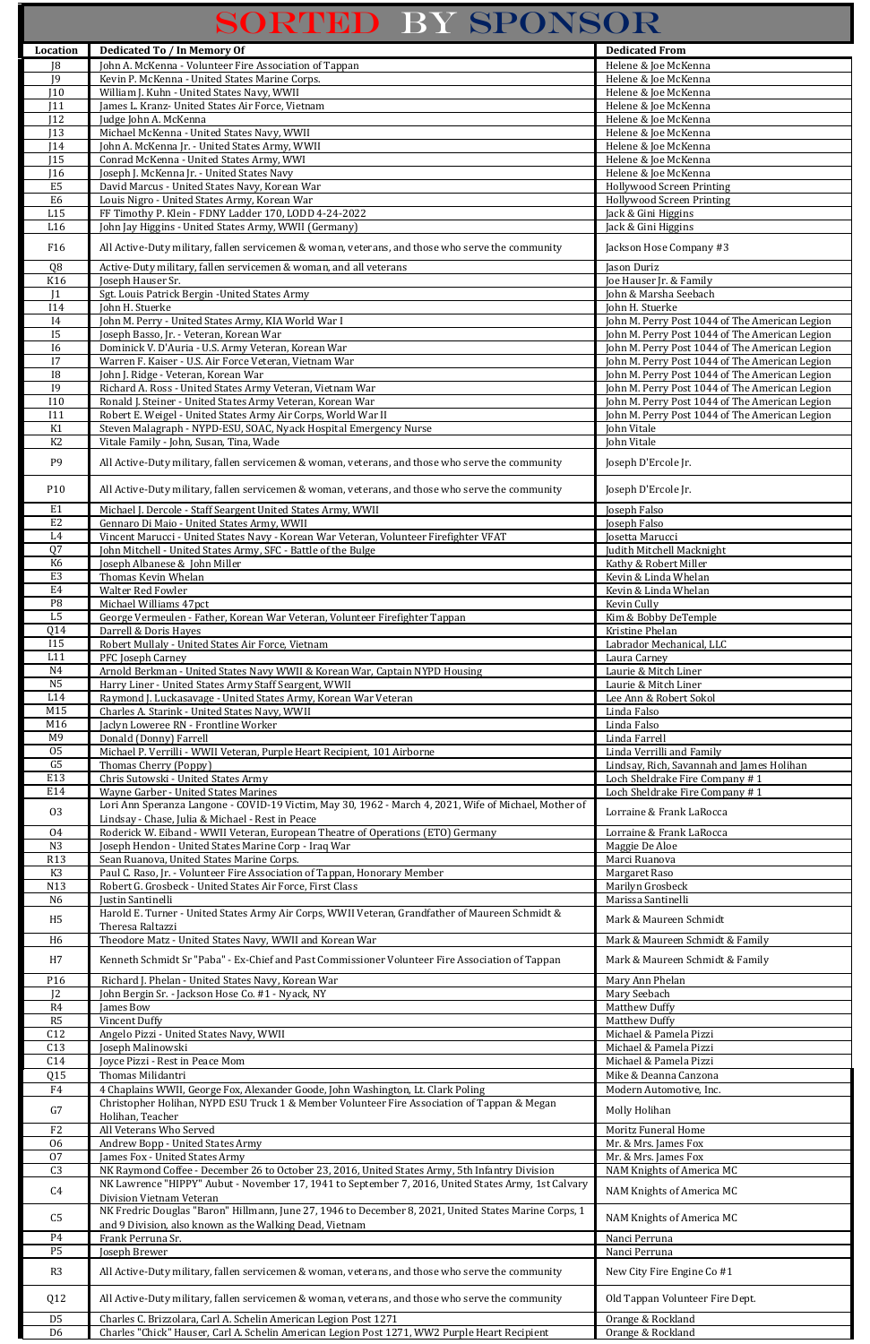# SORTED BY SPONSOR

| Location | Dedicated To / In Memory Of | Dedicated From |
|---|---|---|
| J8 | John A. McKenna - Volunteer Fire Association of Tappan | Helene & Joe McKenna |
| J9 | Kevin P. McKenna - United States Marine Corps. | Helene & Joe McKenna |
| J10 | William J. Kuhn - United States Navy, WWII | Helene & Joe McKenna |
| J11 | James L. Kranz- United States Air Force, Vietnam | Helene & Joe McKenna |
| J12 | Judge John A. McKenna | Helene & Joe McKenna |
| J13 | Michael McKenna - United States Navy, WWII | Helene & Joe McKenna |
| J14 | John A. McKenna Jr. - United States Army, WWII | Helene & Joe McKenna |
| J15 | Conrad McKenna - United States Army, WWI | Helene & Joe McKenna |
| J16 | Joseph J. McKenna Jr. - United States Navy | Helene & Joe McKenna |
| E5 | David Marcus - United States Navy, Korean War | Hollywood Screen Printing |
| E6 | Louis Nigro - United States Army, Korean War | Hollywood Screen Printing |
| L15 | FF Timothy P. Klein - FDNY Ladder 170, LODD 4-24-2022 | Jack & Gini Higgins |
| L16 | John Jay Higgins - United States Army, WWII (Germany) | Jack & Gini Higgins |
| F16 | All Active-Duty military, fallen servicemen & woman, veterans, and those who serve the community | Jackson Hose Company #3 |
| Q8 | Active-Duty military, fallen servicemen & woman, and all veterans | Jason Duriz |
| K16 | Joseph Hauser Sr. | Joe Hauser Jr. & Family |
| J1 | Sgt. Louis Patrick Bergin -United States Army | John & Marsha Seebach |
| I14 | John H. Stuerke | John H. Stuerke |
| I4 | John M. Perry - United States Army, KIA World War I | John M. Perry Post 1044 of The American Legion |
| I5 | Joseph Basso, Jr. - Veteran, Korean War | John M. Perry Post 1044 of The American Legion |
| I6 | Dominick V. D'Auria - U.S. Army Veteran, Korean War | John M. Perry Post 1044 of The American Legion |
| I7 | Warren F. Kaiser - U.S. Air Force Veteran, Vietnam War | John M. Perry Post 1044 of The American Legion |
| I8 | John J. Ridge - Veteran, Korean War | John M. Perry Post 1044 of The American Legion |
| I9 | Richard A. Ross - United States Army Veteran, Vietnam War | John M. Perry Post 1044 of The American Legion |
| I10 | Ronald J. Steiner - United States Army Veteran, Korean War | John M. Perry Post 1044 of The American Legion |
| I11 | Robert E. Weigel - United States Army Air Corps, World War II | John M. Perry Post 1044 of The American Legion |
| K1 | Steven Malagraph - NYPD-ESU, SOAC, Nyack Hospital Emergency Nurse | John Vitale |
| K2 | Vitale Family - John, Susan, Tina, Wade | John Vitale |
| P9 | All Active-Duty military, fallen servicemen & woman, veterans, and those who serve the community | Joseph D'Ercole Jr. |
| P10 | All Active-Duty military, fallen servicemen & woman, veterans, and those who serve the community | Joseph D'Ercole Jr. |
| E1 | Michael J. Dercole - Staff Seargent United States Army, WWII | Joseph Falso |
| E2 | Gennaro Di Maio - United States Army, WWII | Joseph Falso |
| L4 | Vincent Marucci - United States Navy - Korean War Veteran, Volunteer Firefighter VFAT | Josetta Marucci |
| Q7 | John Mitchell - United States Army, SFC - Battle of the Bulge | Judith Mitchell Macknight |
| K6 | Joseph Albanese & John Miller | Kathy & Robert Miller |
| E3 | Thomas Kevin Whelan | Kevin & Linda Whelan |
| E4 | Walter Red Fowler | Kevin & Linda Whelan |
| P8 | Michael Williams 47pct | Kevin Cully |
| L5 | George Vermeulen - Father, Korean War Veteran, Volunteer Firefighter Tappan | Kim & Bobby DeTemple |
| Q14 | Darrell & Doris Hayes | Kristine Phelan |
| I15 | Robert Mullaly - United States Air Force, Vietnam | Labrador Mechanical, LLC |
| L11 | PFC Joseph Carney | Laura Carney |
| N4 | Arnold Berkman - United States Navy WWII & Korean War, Captain NYPD Housing | Laurie & Mitch Liner |
| N5 | Harry Liner - United States Army Staff Seargent, WWII | Laurie & Mitch Liner |
| L14 | Raymond J. Luckasavage - United States Army, Korean War Veteran | Lee Ann & Robert Sokol |
| M15 | Charles A. Starink - United States Navy, WWII | Linda Falso |
| M16 | Jaclyn Loweree RN - Frontline Worker | Linda Falso |
| M9 | Donald (Donny) Farrell | Linda Farrell |
| O5 | Michael P. Verrilli - WWII Veteran, Purple Heart Recipient, 101 Airborne | Linda Verrilli and Family |
| G5 | Thomas Cherry (Poppy) | Lindsay, Rich, Savannah and James Holihan |
| E13 | Chris Sutowski - United States Army | Loch Sheldrake Fire Company # 1 |
| E14 | Wayne Garber - United States Marines | Loch Sheldrake Fire Company # 1 |
| O3 | Lori Ann Speranza Langone - COVID-19 Victim, May 30, 1962 - March 4, 2021, Wife of Michael, Mother of Lindsay - Chase, Julia & Michael - Rest in Peace | Lorraine & Frank LaRocca |
| O4 | Roderick W. Eiband - WWII Veteran, European Theatre of Operations (ETO) Germany | Lorraine & Frank LaRocca |
| N3 | Joseph Hendon - United States Marine Corp - Iraq War | Maggie De Aloe |
| R13 | Sean Ruanova, United States Marine Corps. | Marci Ruanova |
| K3 | Paul C. Raso, Jr. - Volunteer Fire Association of Tappan, Honorary Member | Margaret Raso |
| N13 | Robert G. Grosbeck - United States Air Force, First Class | Marilyn Grosbeck |
| N6 | Justin Santinelli | Marissa Santinelli |
| H5 | Harold E. Turner - United States Army Air Corps, WWII Veteran, Grandfather of Maureen Schmidt & Theresa Raltazzi | Mark & Maureen Schmidt |
| H6 | Theodore Matz - United States Navy, WWII and Korean War | Mark & Maureen Schmidt & Family |
| H7 | Kenneth Schmidt Sr "Paba" - Ex-Chief and Past Commissioner Volunteer Fire Association of Tappan | Mark & Maureen Schmidt & Family |
| P16 | Richard J. Phelan - United States Navy, Korean War | Mary Ann Phelan |
| J2 | John Bergin Sr. - Jackson Hose Co. #1 - Nyack, NY | Mary Seebach |
| R4 | James Bow | Matthew Duffy |
| R5 | Vincent Duffy | Matthew Duffy |
| C12 | Angelo Pizzi - United States Navy, WWII | Michael & Pamela Pizzi |
| C13 | Joseph Malinowski | Michael & Pamela Pizzi |
| C14 | Joyce Pizzi - Rest in Peace Mom | Michael & Pamela Pizzi |
| Q15 | Thomas Milidantri | Mike & Deanna Canzona |
| F4 | 4 Chaplains WWII, George Fox, Alexander Goode, John Washington, Lt. Clark Poling | Modern Automotive, Inc. |
| G7 | Christopher Holihan, NYPD ESU Truck 1 & Member Volunteer Fire Association of Tappan & Megan Holihan, Teacher | Molly Holihan |
| F2 | All Veterans Who Served | Moritz Funeral Home |
| O6 | Andrew Bopp - United States Army | Mr. & Mrs. James Fox |
| O7 | James Fox - United States Army | Mr. & Mrs. James Fox |
| C3 | NK Raymond Coffee - December 26 to October 23, 2016, United States Army, 5th Infantry Division | NAM Knights of America MC |
| C4 | NK Lawrence "HIPPY" Aubut - November 17, 1941 to September 7, 2016, United States Army, 1st Calvary Division Vietnam Veteran | NAM Knights of America MC |
| C5 | NK Fredric Douglas "Baron" Hillmann, June 27, 1946 to December 8, 2021, United States Marine Corps, 1 and 9 Division, also known as the Walking Dead, Vietnam | NAM Knights of America MC |
| P4 | Frank Perruna Sr. | Nanci Perruna |
| P5 | Joseph Brewer | Nanci Perruna |
| R3 | All Active-Duty military, fallen servicemen & woman, veterans, and those who serve the community | New City Fire Engine Co #1 |
| Q12 | All Active-Duty military, fallen servicemen & woman, veterans, and those who serve the community | Old Tappan Volunteer Fire Dept. |
| D5 | Charles C. Brizzolara, Carl A. Schelin American Legion Post 1271 | Orange & Rockland |
| D6 | Charles "Chick" Hauser, Carl A. Schelin American Legion Post 1271, WW2 Purple Heart Recipient | Orange & Rockland |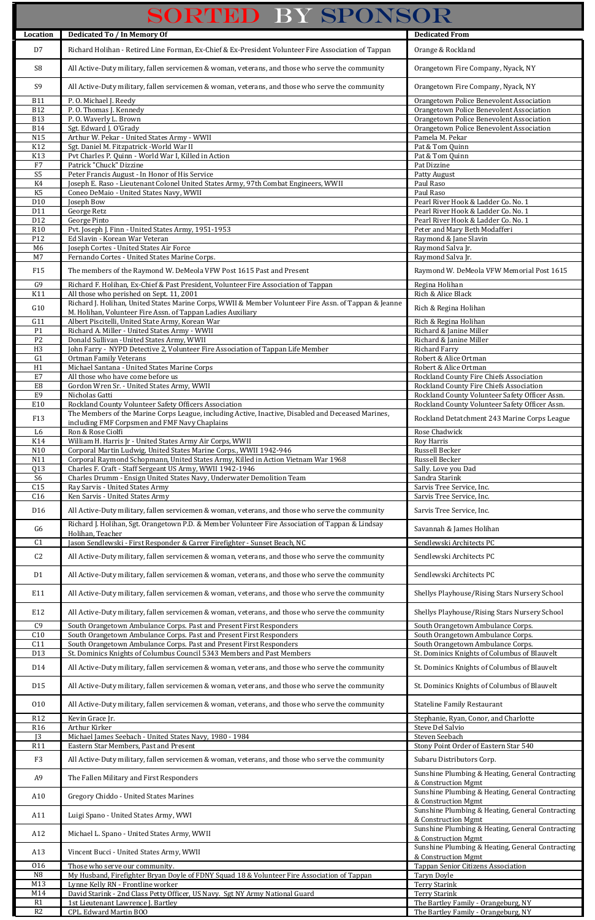# SORTED BY SPONSOR

| Location | Dedicated To / In Memory Of | Dedicated From |
|---|---|---|
| D7 | Richard Holihan - Retired Line Forman, Ex-Chief & Ex-President Volunteer Fire Association of Tappan | Orange & Rockland |
| S8 | All Active-Duty military, fallen servicemen & woman, veterans, and those who serve the community | Orangetown Fire Company, Nyack, NY |
| S9 | All Active-Duty military, fallen servicemen & woman, veterans, and those who serve the community | Orangetown Fire Company, Nyack, NY |
| B11 | P. O. Michael J. Reedy | Orangetown Police Benevolent Association |
| B12 | P. O. Thomas J. Kennedy | Orangetown Police Benevolent Association |
| B13 | P. O. Waverly L. Brown | Orangetown Police Benevolent Association |
| B14 | Sgt. Edward J. O'Grady | Orangetown Police Benevolent Association |
| N15 | Arthur W. Pekar - United States Army - WWII | Pamela M. Pekar |
| K12 | Sgt. Daniel M. Fitzpatrick -World War II | Pat & Tom Quinn |
| K13 | Pvt Charles P. Quinn - World War I, Killed in Action | Pat & Tom Quinn |
| F7 | Patrick "Chuck" Dizzine | Pat Dizzine |
| S5 | Peter Francis August - In Honor of His Service | Patty August |
| K4 | Joseph E. Raso - Lieutenant Colonel United States Army, 97th Combat Engineers, WWII | Paul Raso |
| K5 | Coneo DeMaio - United States Navy, WWII | Paul Raso |
| D10 | Joseph Bow | Pearl River Hook & Ladder Co. No. 1 |
| D11 | George Retz | Pearl River Hook & Ladder Co. No. 1 |
| D12 | George Pinto | Pearl River Hook & Ladder Co. No. 1 |
| R10 | Pvt. Joseph J. Finn - United States Army, 1951-1953 | Peter and Mary Beth Modafferi |
| P12 | Ed Slavin - Korean War Veteran | Raymond & Jane Slavin |
| M6 | Joseph Cortes - United States Air Force | Raymond Salva Jr. |
| M7 | Fernando Cortes - United States Marine Corps. | Raymond Salva Jr. |
| F15 | The members of the Raymond W. DeMeola VFW Post 1615 Past and Present | Raymond W. DeMeola VFW Memorial Post 1615 |
| G9 | Richard F. Holihan, Ex-Chief & Past President, Volunteer Fire Association of Tappan | Regina Holihan |
| K11 | All those who perished on Sept. 11, 2001 | Rich & Alice Black |
| G10 | Richard J. Holihan, United States Marine Corps, WWII & Member Volunteer Fire Assn. of Tappan & Jeanne M. Holihan, Volunteer Fire Assn. of Tappan Ladies Auxiliary | Rich & Regina Holihan |
| G11 | Albert Piscitelli, United State Army, Korean War | Rich & Regina Holihan |
| P1 | Richard A. Miller - United States Army - WWII | Richard & Janine Miller |
| P2 | Donald Sullivan -United States Army, WWII | Richard & Janine Miller |
| H3 | John Farry - NYPD Detective 2, Volunteer Fire Association of Tappan Life Member | Richard Farry |
| G1 | Ortman Family Veterans | Robert & Alice Ortman |
| H1 | Michael Santana - United States Marine Corps | Robert & Alice Ortman |
| E7 | All those who have come before us | Rockland County Fire Chiefs Association |
| E8 | Gordon Wren Sr. - United States Army, WWII | Rockland County Fire Chiefs Association |
| E9 | Nicholas Gatti | Rockland County Volunteer Safety Officer Assn. |
| E10 | Rockland County Volunteer Safety Officers Association | Rockland County Volunteer Safety Officer Assn. |
| F13 | The Members of the Marine Corps League, including Active, Inactive, Disabled and Deceased Marines, including FMF Corpsmen and FMF Navy Chaplains | Rockland Detatchment 243 Marine Corps League |
| L6 | Ron & Rose Ciolfi | Rose Chadwick |
| K14 | William H. Harris Jr - United States Army Air Corps, WWII | Roy Harris |
| N10 | Corporal Martin Ludwig, United States Marine Corps., WWII 1942-946 | Russell Becker |
| N11 | Corporal Raymond Schopmann, United States Army, Killed in Action Vietnam War 1968 | Russell Becker |
| Q13 | Charles F. Craft - Staff Sergeant US Army, WWII 1942-1946 | Sally. Love you Dad |
| S6 | Charles Drumm - Ensign United States Navy, Underwater Demolition Team | Sandra Starink |
| C15 | Ray Sarvis - United States Army | Sarvis Tree Service, Inc. |
| C16 | Ken Sarvis - United States Army | Sarvis Tree Service, Inc. |
| D16 | All Active-Duty military, fallen servicemen & woman, veterans, and those who serve the community | Sarvis Tree Service, Inc. |
| G6 | Richard J. Holihan, Sgt. Orangetown P.D. & Member Volunteer Fire Association of Tappan & Lindsay Holihan, Teacher | Savannah & James Holihan |
| C1 | Jason Sendlewski - First Responder & Carrer Firefighter - Sunset Beach, NC | Sendlewski Architects PC |
| C2 | All Active-Duty military, fallen servicemen & woman, veterans, and those who serve the community | Sendlewski Architects PC |
| D1 | All Active-Duty military, fallen servicemen & woman, veterans, and those who serve the community | Sendlewski Architects PC |
| E11 | All Active-Duty military, fallen servicemen & woman, veterans, and those who serve the community | Shellys Playhouse/Rising Stars Nursery School |
| E12 | All Active-Duty military, fallen servicemen & woman, veterans, and those who serve the community | Shellys Playhouse/Rising Stars Nursery School |
| C9 | South Orangetown Ambulance Corps. Past and Present First Responders | South Orangetown Ambulance Corps. |
| C10 | South Orangetown Ambulance Corps. Past and Present First Responders | South Orangetown Ambulance Corps. |
| C11 | South Orangetown Ambulance Corps. Past and Present First Responders | South Orangetown Ambulance Corps. |
| D13 | St. Dominics Knights of Columbus Council 5343 Members and Past Members | St. Dominics Knights of Columbus of Blauvelt |
| D14 | All Active-Duty military, fallen servicemen & woman, veterans, and those who serve the community | St. Dominics Knights of Columbus of Blauvelt |
| D15 | All Active-Duty military, fallen servicemen & woman, veterans, and those who serve the community | St. Dominics Knights of Columbus of Blauvelt |
| O10 | All Active-Duty military, fallen servicemen & woman, veterans, and those who serve the community | Stateline Family Restaurant |
| R12 | Kevin Grace Jr. | Stephanie, Ryan, Conor, and Charlotte |
| R16 | Arthur Kirker | Steve Del Salvio |
| J3 | Michael James Seebach - United States Navy, 1980 - 1984 | Steven Seebach |
| R11 | Eastern Star Members, Past and Present | Stony Point Order of Eastern Star 540 |
| F3 | All Active-Duty military, fallen servicemen & woman, veterans, and those who serve the community | Subaru Distributors Corp. |
| A9 | The Fallen Military and First Responders | Sunshine Plumbing & Heating, General Contracting & Construction Mgmt |
| A10 | Gregory Chiddo - United States Marines | Sunshine Plumbing & Heating, General Contracting & Construction Mgmt |
| A11 | Luigi Spano - United States Army, WWI | Sunshine Plumbing & Heating, General Contracting & Construction Mgmt |
| A12 | Michael L. Spano - United States Army, WWII | Sunshine Plumbing & Heating, General Contracting & Construction Mgmt |
| A13 | Vincent Bucci - United States Army, WWII | Sunshine Plumbing & Heating, General Contracting & Construction Mgmt |
| O16 | Those who serve our community. | Tappan Senior Citizens Association |
| N8 | My Husband, Firefighter Bryan Doyle of FDNY Squad 18 & Volunteer Fire Association of Tappan | Taryn Doyle |
| M13 | Lynne Kelly RN - Frontline worker | Terry Starink |
| M14 | David Starink - 2nd Class Petty Officer, US Navy. Sgt NY Army National Guard | Terry Starink |
| R1 | 1st Lieutenant Lawrence J. Bartley | The Bartley Family - Orangeburg, NY |
| R2 | CPL. Edward Martin BOO | The Bartley Family - Orangeburg, NY |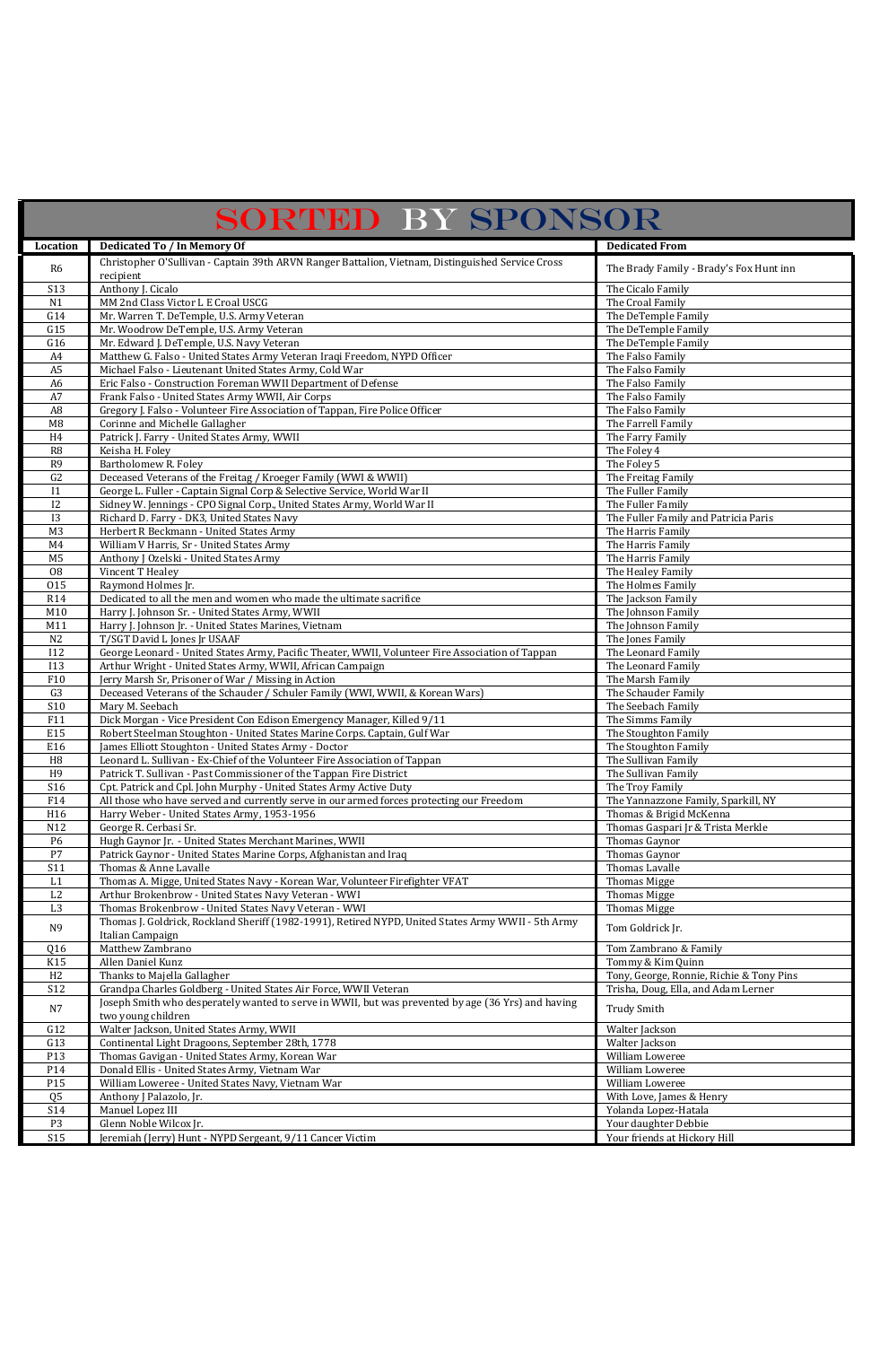# SORTED BY SPONSOR

| Location | Dedicated To / In Memory Of | Dedicated From |
|---|---|---|
| R6 | Christopher O'Sullivan - Captain 39th ARVN Ranger Battalion, Vietnam, Distinguished Service Cross recipient | The Brady Family - Brady's Fox Hunt inn |
| S13 | Anthony J. Cicalo | The Cicalo Family |
| N1 | MM 2nd Class Victor L E Croal USCG | The Croal Family |
| G14 | Mr. Warren T. DeTemple, U.S. Army Veteran | The DeTemple Family |
| G15 | Mr. Woodrow DeTemple, U.S. Army Veteran | The DeTemple Family |
| G16 | Mr. Edward J. DeTemple, U.S. Navy Veteran | The DeTemple Family |
| A4 | Matthew G. Falso - United States Army Veteran Iraqi Freedom, NYPD Officer | The Falso Family |
| A5 | Michael Falso - Lieutenant United States Army, Cold War | The Falso Family |
| A6 | Eric Falso - Construction Foreman WWII Department of Defense | The Falso Family |
| A7 | Frank Falso - United States Army WWII, Air Corps | The Falso Family |
| A8 | Gregory J. Falso - Volunteer Fire Association of Tappan, Fire Police Officer | The Falso Family |
| M8 | Corinne and Michelle Gallagher | The Farrell Family |
| H4 | Patrick J. Farry - United States Army, WWII | The Farry Family |
| R8 | Keisha H. Foley | The Foley 4 |
| R9 | Bartholomew R. Foley | The Foley 5 |
| G2 | Deceased Veterans of the Freitag / Kroeger Family (WWI & WWII) | The Freitag Family |
| I1 | George L. Fuller - Captain Signal Corp & Selective Service, World War II | The Fuller Family |
| I2 | Sidney W. Jennings - CPO Signal Corp., United States Army, World War II | The Fuller Family |
| I3 | Richard D. Farry - DK3, United States Navy | The Fuller Family and Patricia Paris |
| M3 | Herbert R Beckmann - United States Army | The Harris Family |
| M4 | William V Harris, Sr - United States Army | The Harris Family |
| M5 | Anthony J Ozelski - United States Army | The Harris Family |
| O8 | Vincent T Healey | The Healey Family |
| O15 | Raymond Holmes Jr. | The Holmes Family |
| R14 | Dedicated to all the men and women who made the ultimate sacrifice | The Jackson Family |
| M10 | Harry J. Johnson Sr. - United States Army, WWII | The Johnson Family |
| M11 | Harry J. Johnson Jr. - United States Marines, Vietnam | The Johnson Family |
| N2 | T/SGT David L Jones Jr USAAF | The Jones Family |
| I12 | George Leonard - United States Army, Pacific Theater, WWII, Volunteer Fire Association of Tappan | The Leonard Family |
| I13 | Arthur Wright - United States Army, WWII, African Campaign | The Leonard Family |
| F10 | Jerry Marsh Sr, Prisoner of War / Missing in Action | The Marsh Family |
| G3 | Deceased Veterans of the Schauder / Schuler Family (WWI, WWII, & Korean Wars) | The Schauder Family |
| S10 | Mary M. Seebach | The Seebach Family |
| F11 | Dick Morgan - Vice President Con Edison Emergency Manager, Killed 9/11 | The Simms Family |
| E15 | Robert Steelman Stoughton - United States Marine Corps. Captain, Gulf War | The Stoughton Family |
| E16 | James Elliott Stoughton - United States Army - Doctor | The Stoughton Family |
| H8 | Leonard L. Sullivan - Ex-Chief of the Volunteer Fire Association of Tappan | The Sullivan Family |
| H9 | Patrick T. Sullivan - Past Commissioner of the Tappan Fire District | The Sullivan Family |
| S16 | Cpt. Patrick and Cpl. John Murphy - United States Army Active Duty | The Troy Family |
| F14 | All those who have served and currently serve in our armed forces protecting our Freedom | The Yannazzone Family, Sparkill, NY |
| H16 | Harry Weber - United States Army, 1953-1956 | Thomas & Brigid McKenna |
| N12 | George R. Cerbasi Sr. | Thomas Gaspari Jr & Trista Merkle |
| P6 | Hugh Gaynor Jr. - United States Merchant Marines, WWII | Thomas Gaynor |
| P7 | Patrick Gaynor - United States Marine Corps, Afghanistan and Iraq | Thomas Gaynor |
| S11 | Thomas & Anne Lavalle | Thomas Lavalle |
| L1 | Thomas A. Migge, United States Navy - Korean War, Volunteer Firefighter VFAT | Thomas Migge |
| L2 | Arthur Brokenbrow - United States Navy Veteran - WWI | Thomas Migge |
| L3 | Thomas Brokenbrow - United States Navy Veteran - WWI | Thomas Migge |
| N9 | Thomas J. Goldrick, Rockland Sheriff (1982-1991), Retired NYPD, United States Army WWII - 5th Army Italian Campaign | Tom Goldrick Jr. |
| Q16 | Matthew Zambrano | Tom Zambrano & Family |
| K15 | Allen Daniel Kunz | Tommy & Kim Quinn |
| H2 | Thanks to Majella Gallagher | Tony, George, Ronnie, Richie & Tony Pins |
| S12 | Grandpa Charles Goldberg - United States Air Force, WWII Veteran | Trisha, Doug, Ella, and Adam Lerner |
| N7 | Joseph Smith who desperately wanted to serve in WWII, but was prevented by age (36 Yrs) and having two young children | Trudy Smith |
| G12 | Walter Jackson, United States Army, WWII | Walter Jackson |
| G13 | Continental Light Dragoons, September 28th, 1778 | Walter Jackson |
| P13 | Thomas Gavigan - United States Army, Korean War | William Loweree |
| P14 | Donald Ellis - United States Army, Vietnam War | William Loweree |
| P15 | William Loweree - United States Navy, Vietnam War | William Loweree |
| Q5 | Anthony J Palazolo, Jr. | With Love, James & Henry |
| S14 | Manuel Lopez III | Yolanda Lopez-Hatala |
| P3 | Glenn Noble Wilcox Jr. | Your daughter Debbie |
| S15 | Jeremiah (Jerry) Hunt - NYPD Sergeant, 9/11 Cancer Victim | Your friends at Hickory Hill |